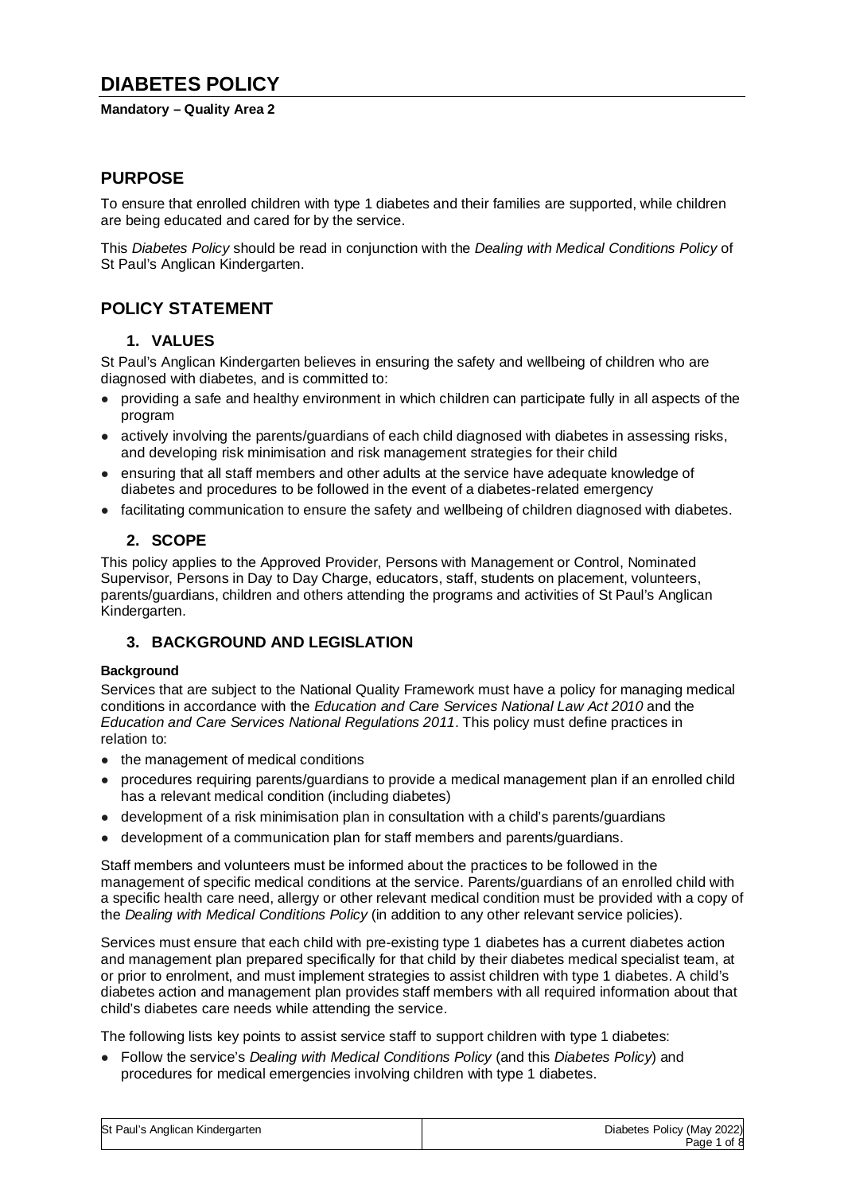# DIABETES POLICY

**Mandatory – Quality Area 2**

## PURPOSE

To ensure that enrolled children with type 1 diabetes and their families are supported, while children are being educated and cared for by the service.

This *Diabetes Policy* should be read in conjunction with the *Dealing with Medical Conditions Policy* of St Paul's Anglican Kindergarten.

## POLICY STATEMENT

### 1. VALUES

St Paul's Anglican Kindergarten believes in ensuring the safety and wellbeing of children who are diagnosed with diabetes, and is committed to:

- providing a safe and healthy environment in which children can participate fully in all aspects of the program
- actively involving the parents/guardians of each child diagnosed with diabetes in assessing risks, and developing risk minimisation and risk management strategies for their child
- ensuring that all staff members and other adults at the service have adequate knowledge of diabetes and procedures to be followed in the event of a diabetes-related emergency
- facilitating communication to ensure the safety and wellbeing of children diagnosed with diabetes.

### 2. SCOPE

This policy applies to the Approved Provider, Persons with Management or Control, Nominated Supervisor, Persons in Day to Day Charge, educators, staff, students on placement, volunteers, parents/guardians, children and others attending the programs and activities of St Paul's Anglican Kindergarten.

### 3. BACKGROUND AND LEGISLATION

**Background**

Services that are subject to the National Quality Framework must have a policy for managing medical conditions in accordance with the *Education and Care Services National Law Act 2010* and the *Education and Care Services National Regulations 2011*. This policy must define practices in relation to:

- the management of medical conditions
- procedures requiring parents/guardians to provide a medical management plan if an enrolled child has a relevant medical condition (including diabetes)
- development of a risk minimisation plan in consultation with a child's parents/guardians
- development of a communication plan for staff members and parents/guardians.

Staff members and volunteers must be informed about the practices to be followed in the management of specific medical conditions at the service. Parents/guardians of an enrolled child with a specific health care need, allergy or other relevant medical condition must be provided with a copy of the *Dealing with Medical Conditions Policy* (in addition to any other relevant service policies).

Services must ensure that each child with pre-existing type 1 diabetes has a current diabetes action and management plan prepared specifically for that child by their diabetes medical specialist team, at or prior to enrolment, and must implement strategies to assist children with type 1 diabetes. A child's diabetes action and management plan provides staff members with all required information about that child's diabetes care needs while attending the service.

The following lists key points to assist service staff to support children with type 1 diabetes:

- Follow the service's *Dealing with Medical Conditions Policy* (and this *Diabetes Policy*) and procedures for medical emergencies involving children with type 1 diabetes.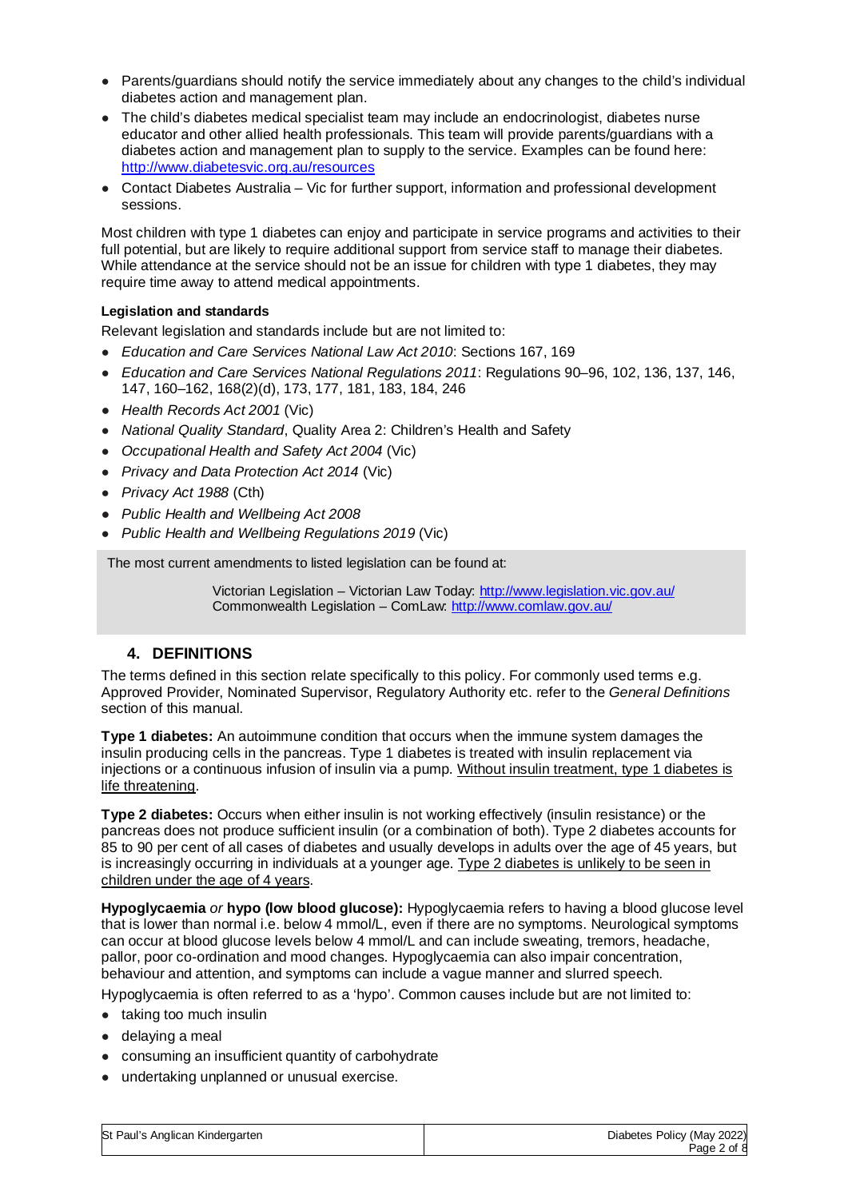- Parents/guardians should notify the service immediately about any changes to the child's individual diabetes action and management plan.
- The child's diabetes medical specialist team may include an endocrinologist, diabetes nurse educator and other allied health professionals. This team will provide parents/guardians with a diabetes action and management plan to supply to the service. Examples can be found here: http://www.diabetesvic.org.au/resources
- Contact Diabetes Australia – Vic for further support, information and professional development sessions.

Most children with type 1 diabetes can enjoy and participate in service programs and activities to their full potential, but are likely to require additional support from service staff to manage their diabetes. While attendance at the service should not be an issue for children with type 1 diabetes, they may require time away to attend medical appointments.

**Legislation and standards**

Relevant legislation and standards include but are not limited to:

- *Education and Care Services National Law Act 2010*: Sections 167, 169
- *Education and Care Services National Regulations 2011*: Regulations 90–96, 102, 136, 137, 146, 147, 160–162, 168(2)(d), 173, 177, 181, 183, 184, 246
- *Health Records Act 2001* (Vic)
- *National Quality Standard*, Quality Area 2: Children's Health and Safety
- *Occupational Health and Safety Act 2004* (Vic)
- *Privacy and Data Protection Act 2014* (Vic)
- *Privacy Act 1988* (Cth)
- *Public Health and Wellbeing Act 2008*
- *Public Health and Wellbeing Regulations 2019* (Vic)

The most current amendments to listed legislation can be found at:

Victorian Legislation – Victorian Law Today: http://www.legislation.vic.gov.au/
Commonwealth Legislation – ComLaw: http://www.comlaw.gov.au/

## 4. DEFINITIONS

The terms defined in this section relate specifically to this policy. For commonly used terms e.g. Approved Provider, Nominated Supervisor, Regulatory Authority etc. refer to the *General Definitions* section of this manual.

**Type 1 diabetes:** An autoimmune condition that occurs when the immune system damages the insulin producing cells in the pancreas. Type 1 diabetes is treated with insulin replacement via injections or a continuous infusion of insulin via a pump. Without insulin treatment, type 1 diabetes is life threatening.

**Type 2 diabetes:** Occurs when either insulin is not working effectively (insulin resistance) or the pancreas does not produce sufficient insulin (or a combination of both). Type 2 diabetes accounts for 85 to 90 per cent of all cases of diabetes and usually develops in adults over the age of 45 years, but is increasingly occurring in individuals at a younger age. Type 2 diabetes is unlikely to be seen in children under the age of 4 years.

**Hypoglycaemia** *or* **hypo (low blood glucose):** Hypoglycaemia refers to having a blood glucose level that is lower than normal i.e. below 4 mmol/L, even if there are no symptoms. Neurological symptoms can occur at blood glucose levels below 4 mmol/L and can include sweating, tremors, headache, pallor, poor co-ordination and mood changes. Hypoglycaemia can also impair concentration, behaviour and attention, and symptoms can include a vague manner and slurred speech.

Hypoglycaemia is often referred to as a 'hypo'. Common causes include but are not limited to:

- taking too much insulin
- delaying a meal
- consuming an insufficient quantity of carbohydrate
- undertaking unplanned or unusual exercise.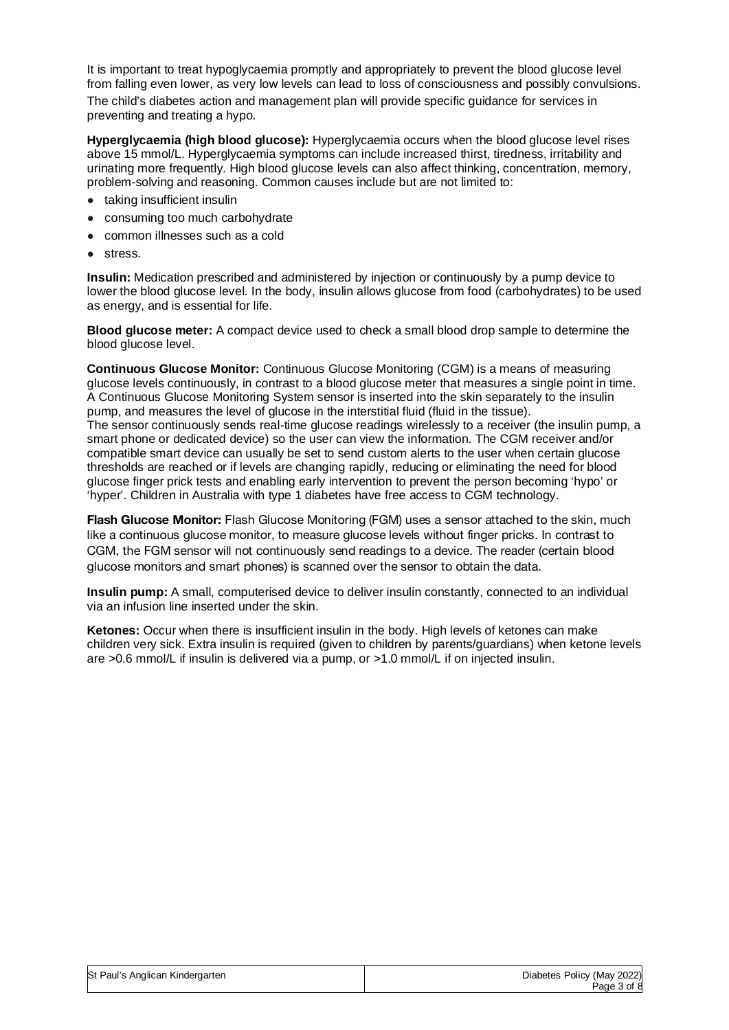It is important to treat hypoglycaemia promptly and appropriately to prevent the blood glucose level from falling even lower, as very low levels can lead to loss of consciousness and possibly convulsions. The child's diabetes action and management plan will provide specific guidance for services in preventing and treating a hypo.

**Hyperglycaemia (high blood glucose):** Hyperglycaemia occurs when the blood glucose level rises above 15 mmol/L. Hyperglycaemia symptoms can include increased thirst, tiredness, irritability and urinating more frequently. High blood glucose levels can also affect thinking, concentration, memory, problem-solving and reasoning. Common causes include but are not limited to:

- taking insufficient insulin
- consuming too much carbohydrate
- common illnesses such as a cold
- stress.

**Insulin:** Medication prescribed and administered by injection or continuously by a pump device to lower the blood glucose level. In the body, insulin allows glucose from food (carbohydrates) to be used as energy, and is essential for life.

**Blood glucose meter:** A compact device used to check a small blood drop sample to determine the blood glucose level.

**Continuous Glucose Monitor:** Continuous Glucose Monitoring (CGM) is a means of measuring glucose levels continuously, in contrast to a blood glucose meter that measures a single point in time. A Continuous Glucose Monitoring System sensor is inserted into the skin separately to the insulin pump, and measures the level of glucose in the interstitial fluid (fluid in the tissue).
The sensor continuously sends real-time glucose readings wirelessly to a receiver (the insulin pump, a smart phone or dedicated device) so the user can view the information. The CGM receiver and/or compatible smart device can usually be set to send custom alerts to the user when certain glucose thresholds are reached or if levels are changing rapidly, reducing or eliminating the need for blood glucose finger prick tests and enabling early intervention to prevent the person becoming 'hypo' or 'hyper'. Children in Australia with type 1 diabetes have free access to CGM technology.

**Flash Glucose Monitor:** Flash Glucose Monitoring (FGM) uses a sensor attached to the skin, much like a continuous glucose monitor, to measure glucose levels without finger pricks. In contrast to CGM, the FGM sensor will not continuously send readings to a device. The reader (certain blood glucose monitors and smart phones) is scanned over the sensor to obtain the data.

**Insulin pump:** A small, computerised device to deliver insulin constantly, connected to an individual via an infusion line inserted under the skin.

**Ketones:** Occur when there is insufficient insulin in the body. High levels of ketones can make children very sick. Extra insulin is required (given to children by parents/guardians) when ketone levels are >0.6 mmol/L if insulin is delivered via a pump, or >1.0 mmol/L if on injected insulin.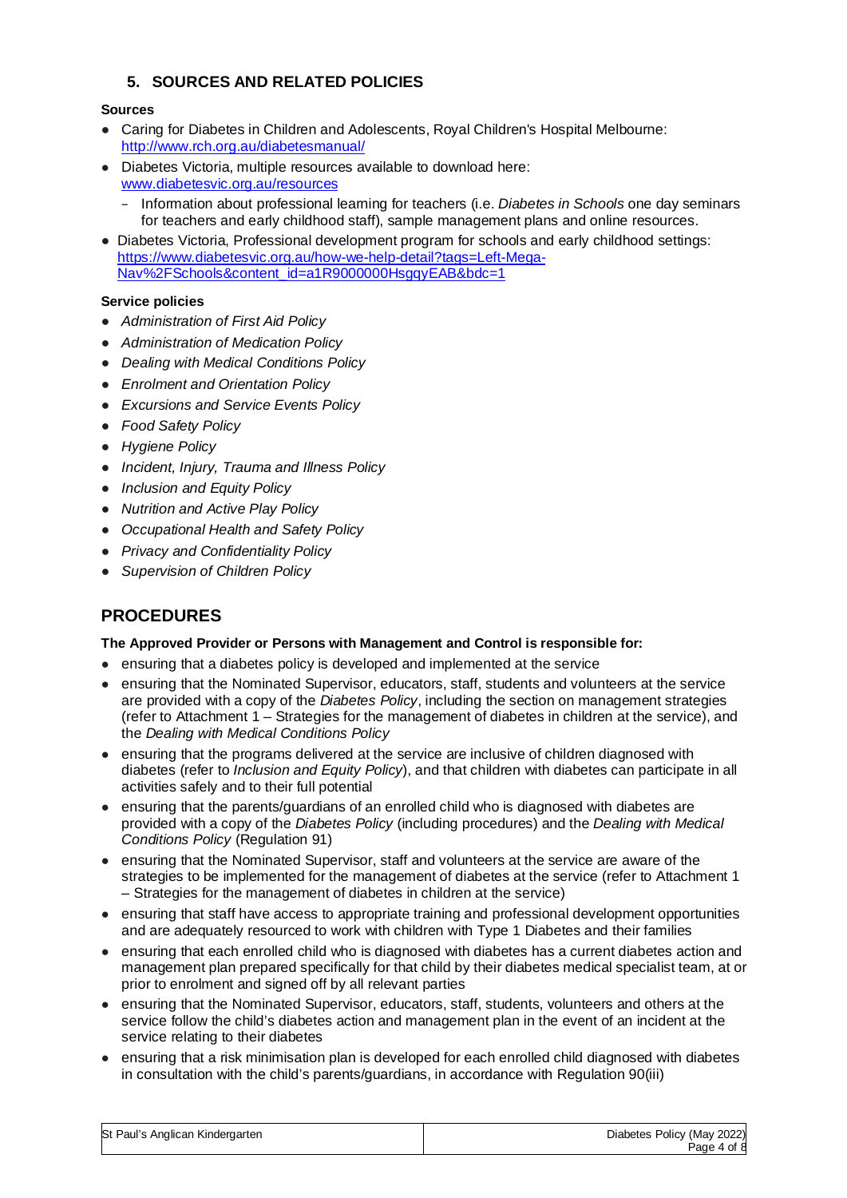## 5. SOURCES AND RELATED POLICIES

**Sources**

- Caring for Diabetes in Children and Adolescents, Royal Children's Hospital Melbourne: http://www.rch.org.au/diabetesmanual/
- Diabetes Victoria, multiple resources available to download here: www.diabetesvic.org.au/resources
  - Information about professional learning for teachers (i.e. *Diabetes in Schools* one day seminars for teachers and early childhood staff), sample management plans and online resources.
- Diabetes Victoria, Professional development program for schools and early childhood settings: https://www.diabetesvic.org.au/how-we-help-detail?tags=Left-Mega-Nav%2FSchools&content_id=a1R9000000HsgqyEAB&bdc=1

**Service policies**

- *Administration of First Aid Policy*
- *Administration of Medication Policy*
- *Dealing with Medical Conditions Policy*
- *Enrolment and Orientation Policy*
- *Excursions and Service Events Policy*
- *Food Safety Policy*
- *Hygiene Policy*
- *Incident, Injury, Trauma and Illness Policy*
- *Inclusion and Equity Policy*
- *Nutrition and Active Play Policy*
- *Occupational Health and Safety Policy*
- *Privacy and Confidentiality Policy*
- *Supervision of Children Policy*

# PROCEDURES

**The Approved Provider or Persons with Management and Control is responsible for:**

- ensuring that a diabetes policy is developed and implemented at the service
- ensuring that the Nominated Supervisor, educators, staff, students and volunteers at the service are provided with a copy of the *Diabetes Policy*, including the section on management strategies (refer to Attachment 1 – Strategies for the management of diabetes in children at the service), and the *Dealing with Medical Conditions Policy*
- ensuring that the programs delivered at the service are inclusive of children diagnosed with diabetes (refer to *Inclusion and Equity Policy*), and that children with diabetes can participate in all activities safely and to their full potential
- ensuring that the parents/guardians of an enrolled child who is diagnosed with diabetes are provided with a copy of the *Diabetes Policy* (including procedures) and the *Dealing with Medical Conditions Policy* (Regulation 91)
- ensuring that the Nominated Supervisor, staff and volunteers at the service are aware of the strategies to be implemented for the management of diabetes at the service (refer to Attachment 1 – Strategies for the management of diabetes in children at the service)
- ensuring that staff have access to appropriate training and professional development opportunities and are adequately resourced to work with children with Type 1 Diabetes and their families
- ensuring that each enrolled child who is diagnosed with diabetes has a current diabetes action and management plan prepared specifically for that child by their diabetes medical specialist team, at or prior to enrolment and signed off by all relevant parties
- ensuring that the Nominated Supervisor, educators, staff, students, volunteers and others at the service follow the child's diabetes action and management plan in the event of an incident at the service relating to their diabetes
- ensuring that a risk minimisation plan is developed for each enrolled child diagnosed with diabetes in consultation with the child's parents/guardians, in accordance with Regulation 90(iii)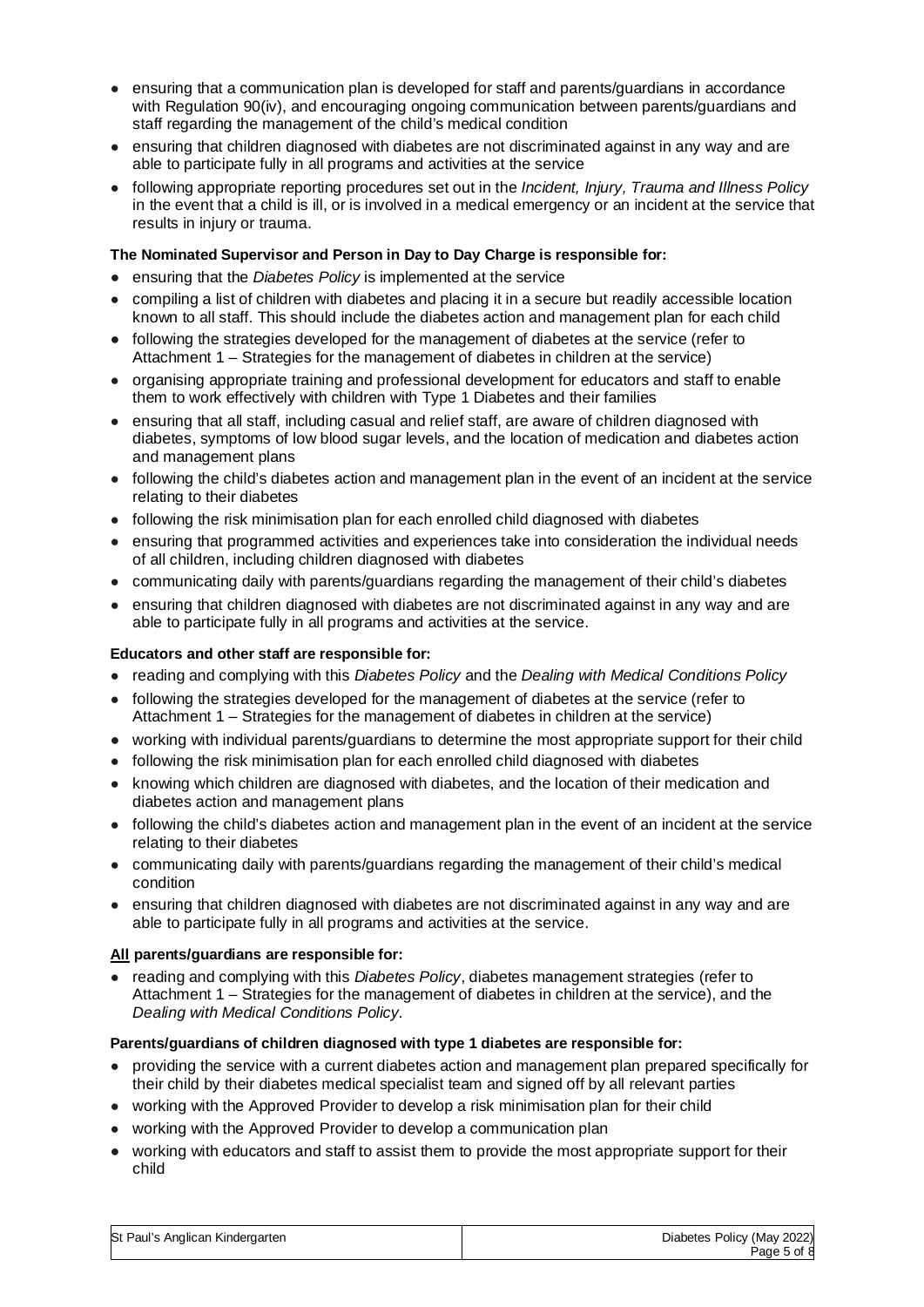- ensuring that a communication plan is developed for staff and parents/guardians in accordance with Regulation 90(iv), and encouraging ongoing communication between parents/guardians and staff regarding the management of the child's medical condition
- ensuring that children diagnosed with diabetes are not discriminated against in any way and are able to participate fully in all programs and activities at the service
- following appropriate reporting procedures set out in the *Incident, Injury, Trauma and Illness Policy* in the event that a child is ill, or is involved in a medical emergency or an incident at the service that results in injury or trauma.

**The Nominated Supervisor and Person in Day to Day Charge is responsible for:**

- ensuring that the *Diabetes Policy* is implemented at the service
- compiling a list of children with diabetes and placing it in a secure but readily accessible location known to all staff. This should include the diabetes action and management plan for each child
- following the strategies developed for the management of diabetes at the service (refer to Attachment 1 – Strategies for the management of diabetes in children at the service)
- organising appropriate training and professional development for educators and staff to enable them to work effectively with children with Type 1 Diabetes and their families
- ensuring that all staff, including casual and relief staff, are aware of children diagnosed with diabetes, symptoms of low blood sugar levels, and the location of medication and diabetes action and management plans
- following the child's diabetes action and management plan in the event of an incident at the service relating to their diabetes
- following the risk minimisation plan for each enrolled child diagnosed with diabetes
- ensuring that programmed activities and experiences take into consideration the individual needs of all children, including children diagnosed with diabetes
- communicating daily with parents/guardians regarding the management of their child's diabetes
- ensuring that children diagnosed with diabetes are not discriminated against in any way and are able to participate fully in all programs and activities at the service.

**Educators and other staff are responsible for:**

- reading and complying with this *Diabetes Policy* and the *Dealing with Medical Conditions Policy*
- following the strategies developed for the management of diabetes at the service (refer to Attachment 1 – Strategies for the management of diabetes in children at the service)
- working with individual parents/guardians to determine the most appropriate support for their child
- following the risk minimisation plan for each enrolled child diagnosed with diabetes
- knowing which children are diagnosed with diabetes, and the location of their medication and diabetes action and management plans
- following the child's diabetes action and management plan in the event of an incident at the service relating to their diabetes
- communicating daily with parents/guardians regarding the management of their child's medical condition
- ensuring that children diagnosed with diabetes are not discriminated against in any way and are able to participate fully in all programs and activities at the service.

**All parents/guardians are responsible for:**

- reading and complying with this *Diabetes Policy*, diabetes management strategies (refer to Attachment 1 – Strategies for the management of diabetes in children at the service), and the *Dealing with Medical Conditions Policy*.

**Parents/guardians of children diagnosed with type 1 diabetes are responsible for:**

- providing the service with a current diabetes action and management plan prepared specifically for their child by their diabetes medical specialist team and signed off by all relevant parties
- working with the Approved Provider to develop a risk minimisation plan for their child
- working with the Approved Provider to develop a communication plan
- working with educators and staff to assist them to provide the most appropriate support for their child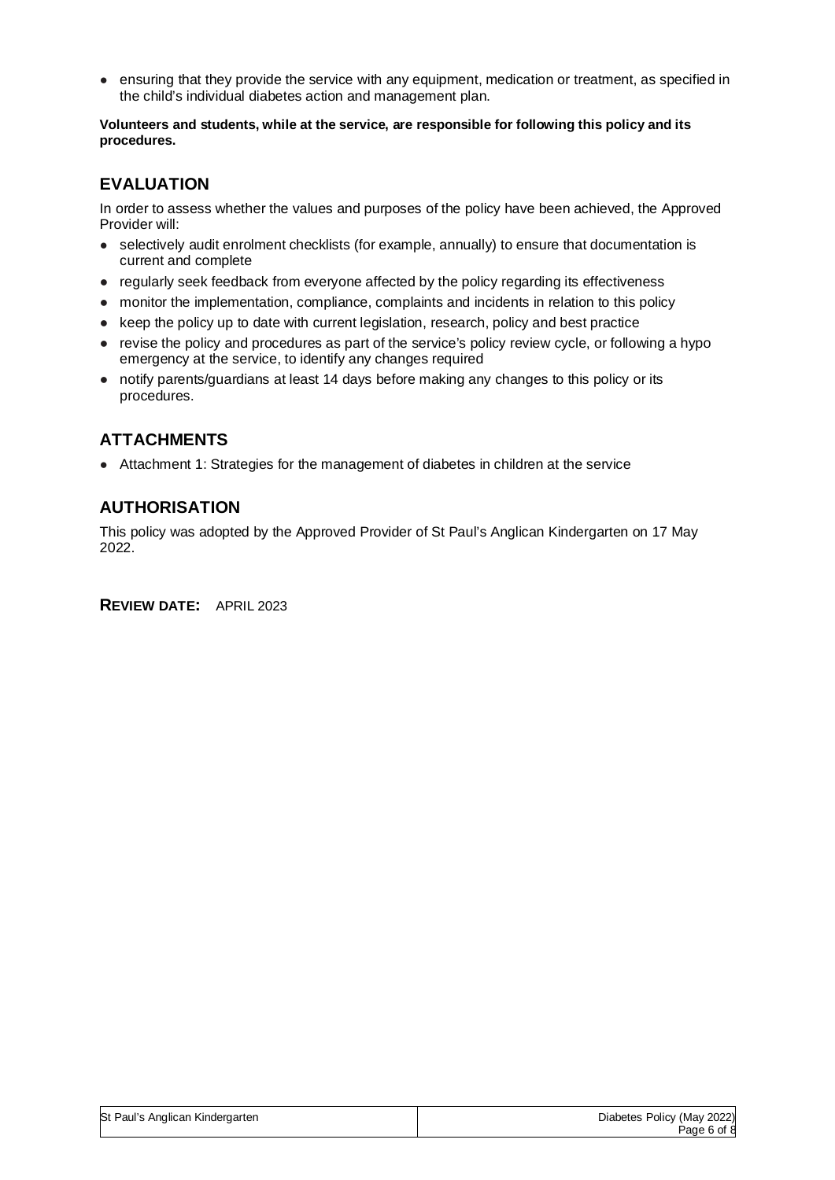- ensuring that they provide the service with any equipment, medication or treatment, as specified in the child's individual diabetes action and management plan.

**Volunteers and students, while at the service, are responsible for following this policy and its procedures.**

## EVALUATION

In order to assess whether the values and purposes of the policy have been achieved, the Approved Provider will:

- selectively audit enrolment checklists (for example, annually) to ensure that documentation is current and complete
- regularly seek feedback from everyone affected by the policy regarding its effectiveness
- monitor the implementation, compliance, complaints and incidents in relation to this policy
- keep the policy up to date with current legislation, research, policy and best practice
- revise the policy and procedures as part of the service's policy review cycle, or following a hypo emergency at the service, to identify any changes required
- notify parents/guardians at least 14 days before making any changes to this policy or its procedures.

## ATTACHMENTS

- Attachment 1: Strategies for the management of diabetes in children at the service

## AUTHORISATION

This policy was adopted by the Approved Provider of St Paul's Anglican Kindergarten on 17 May 2022.

**REVIEW DATE:** APRIL 2023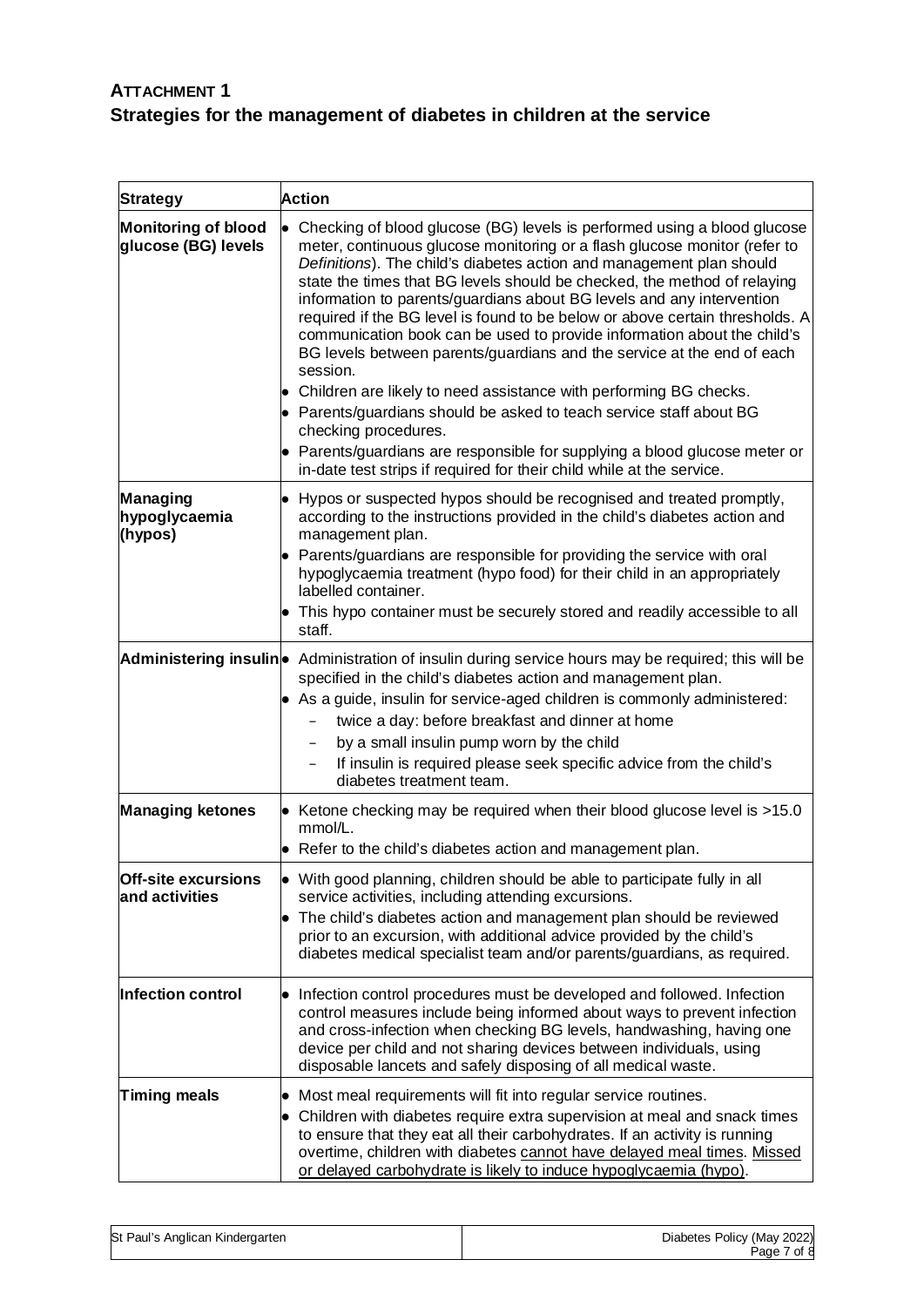## ATTACHMENT 1

## Strategies for the management of diabetes in children at the service

| Strategy | Action |
|---|---|
| **Monitoring of blood glucose (BG) levels** | • Checking of blood glucose (BG) levels is performed using a blood glucose meter, continuous glucose monitoring or a flash glucose monitor (refer to *Definitions*). The child's diabetes action and management plan should state the times that BG levels should be checked, the method of relaying information to parents/guardians about BG levels and any intervention required if the BG level is found to be below or above certain thresholds. A communication book can be used to provide information about the child's BG levels between parents/guardians and the service at the end of each session.<br>• Children are likely to need assistance with performing BG checks.<br>• Parents/guardians should be asked to teach service staff about BG checking procedures.<br>• Parents/guardians are responsible for supplying a blood glucose meter or in-date test strips if required for their child while at the service. |
| **Managing hypoglycaemia (hypos)** | • Hypos or suspected hypos should be recognised and treated promptly, according to the instructions provided in the child's diabetes action and management plan.<br>• Parents/guardians are responsible for providing the service with oral hypoglycaemia treatment (hypo food) for their child in an appropriately labelled container.<br>• This hypo container must be securely stored and readily accessible to all staff. |
| **Administering insulin** | • Administration of insulin during service hours may be required; this will be specified in the child's diabetes action and management plan.<br>• As a guide, insulin for service-aged children is commonly administered:<br>– twice a day: before breakfast and dinner at home<br>– by a small insulin pump worn by the child<br>– If insulin is required please seek specific advice from the child's diabetes treatment team. |
| **Managing ketones** | • Ketone checking may be required when their blood glucose level is >15.0 mmol/L.<br>• Refer to the child's diabetes action and management plan. |
| **Off-site excursions and activities** | • With good planning, children should be able to participate fully in all service activities, including attending excursions.<br>• The child's diabetes action and management plan should be reviewed prior to an excursion, with additional advice provided by the child's diabetes medical specialist team and/or parents/guardians, as required. |
| **Infection control** | • Infection control procedures must be developed and followed. Infection control measures include being informed about ways to prevent infection and cross-infection when checking BG levels, handwashing, having one device per child and not sharing devices between individuals, using disposable lancets and safely disposing of all medical waste. |
| **Timing meals** | • Most meal requirements will fit into regular service routines.<br>• Children with diabetes require extra supervision at meal and snack times to ensure that they eat all their carbohydrates. If an activity is running overtime, children with diabetes <u>cannot have delayed meal times</u>. <u>Missed or delayed carbohydrate is likely to induce hypoglycaemia (hypo)</u>. |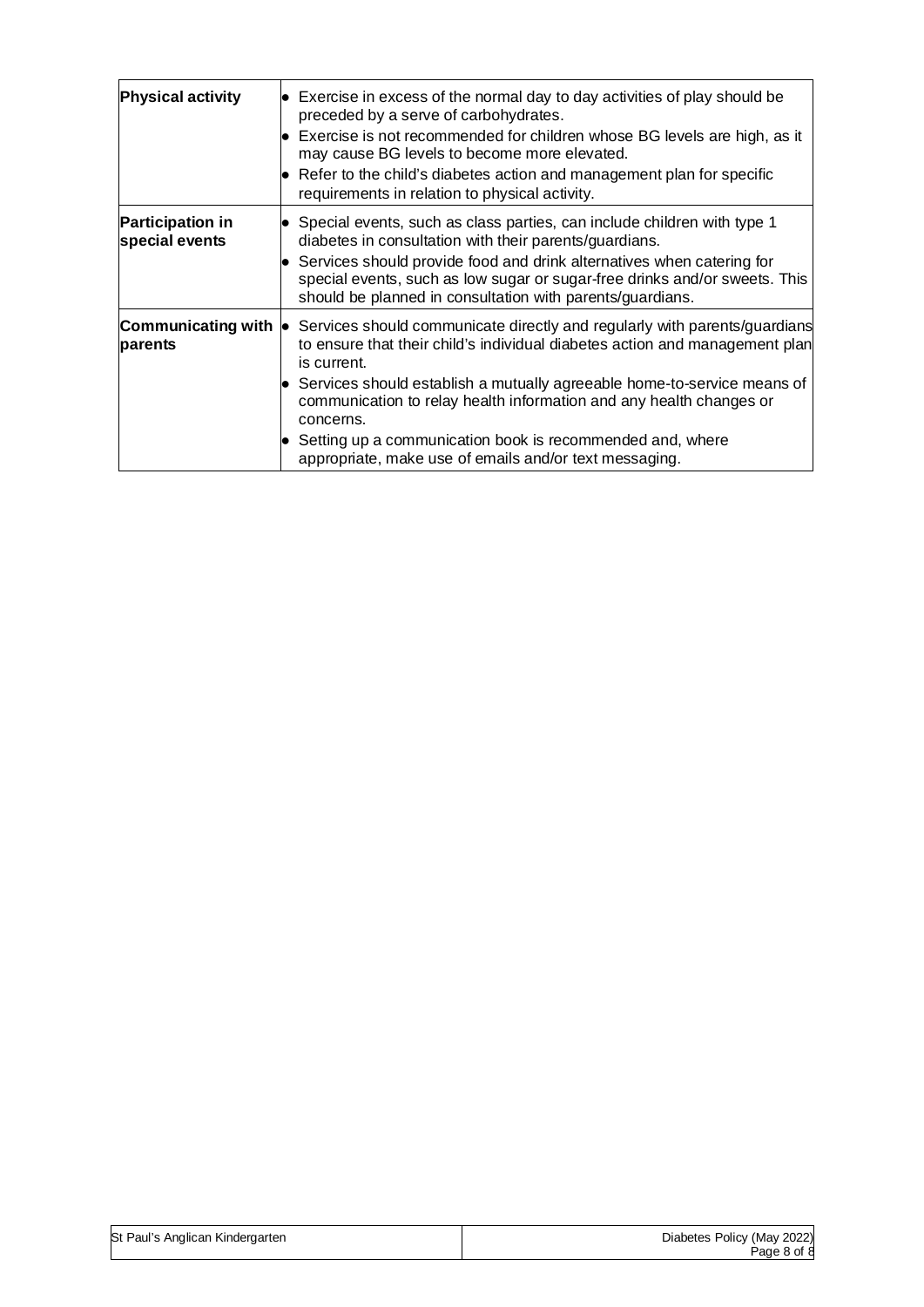| | |
|---|---|
| **Physical activity** | • Exercise in excess of the normal day to day activities of play should be preceded by a serve of carbohydrates.<br>• Exercise is not recommended for children whose BG levels are high, as it may cause BG levels to become more elevated.<br>• Refer to the child's diabetes action and management plan for specific requirements in relation to physical activity. |
| **Participation in special events** | • Special events, such as class parties, can include children with type 1 diabetes in consultation with their parents/guardians.<br>• Services should provide food and drink alternatives when catering for special events, such as low sugar or sugar-free drinks and/or sweets. This should be planned in consultation with parents/guardians. |
| **Communicating with parents** | • Services should communicate directly and regularly with parents/guardians to ensure that their child's individual diabetes action and management plan is current.<br>• Services should establish a mutually agreeable home-to-service means of communication to relay health information and any health changes or concerns.<br>• Setting up a communication book is recommended and, where appropriate, make use of emails and/or text messaging. |